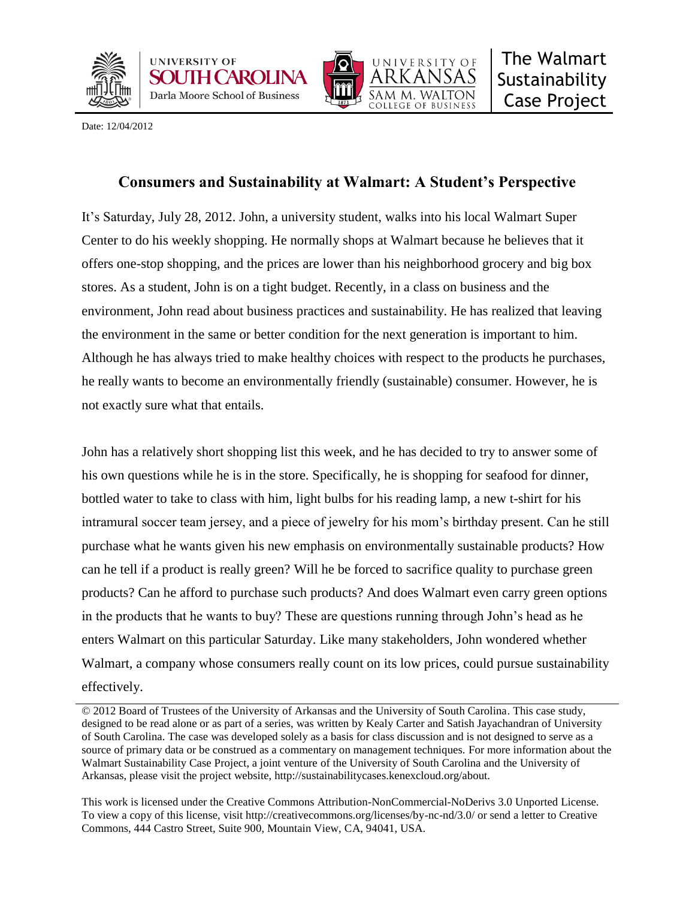Date: 12/04/2012

# Consumers and Sustainability at Walmart: A Student's Perspective

It's Saturday, July 28, 2012. John, a university student, walks into his local Walmart Super Center to do his weekly shopping. He normally shops at Walmart because he believes that it offers one-stop shopping, and the prices are lower than his neighborhood grocery and big box stores. As a student, John is on a tight budget. Recently, in a class on business and the environment, John read about business practices and sustainability. He has realized that leaving the environment in the same or better condition for the next generation is important to him. Although he has always tried to make healthy choices with respect to the products he purchases, he really wants to become an environmentally friendly (sustainable) consumer. However, he is not exactly sure what that entails.

John has a relatively short shopping list this week, and he has decided to try to answer some of his own questions while he is in the store. Specifically, he is shopping for seafood for dinner, bottled water to take to class with him, light bulbs for his reading lamp, a new t-shirt for his intramural soccer team jersey, and a piece of jewelry for his mom's birthday present. Can he still purchase what he wants given his new emphasis on environmentally sustainable products? How can he tell if a product is really green? Will he be forced to sacrifice quality to purchase green products? Can he afford to purchase such products? And does Walmart even carry green options in the products that he wants to buy? These are questions running through John's head as he enters Walmart on this particular Saturday. Like many stakeholders, John wondered whether Walmart, a company whose consumers really count on its low prices, could pursue sustainability effectively.

---

© 2012 Board of Trustees of the University of Arkansas and the University of South Carolina. This case study, designed to be read alone or as part of a series, was written by Kealy Carter and Satish Jayachandran of University of South Carolina. The case was developed solely as a basis for class discussion and is not designed to serve as a source of primary data or be construed as a commentary on management techniques. For more information about the Walmart Sustainability Case Project, a joint venture of the University of South Carolina and the University of Arkansas, please visit the project website, http://sustainabilitycases.kenexcloud.org/about.

This work is licensed under the Creative Commons Attribution-NonCommercial-NoDerivs 3.0 Unported License. To view a copy of this license, visit http://creativecommons.org/licenses/by-nc-nd/3.0/ or send a letter to Creative Commons, 444 Castro Street, Suite 900, Mountain View, CA, 94041, USA.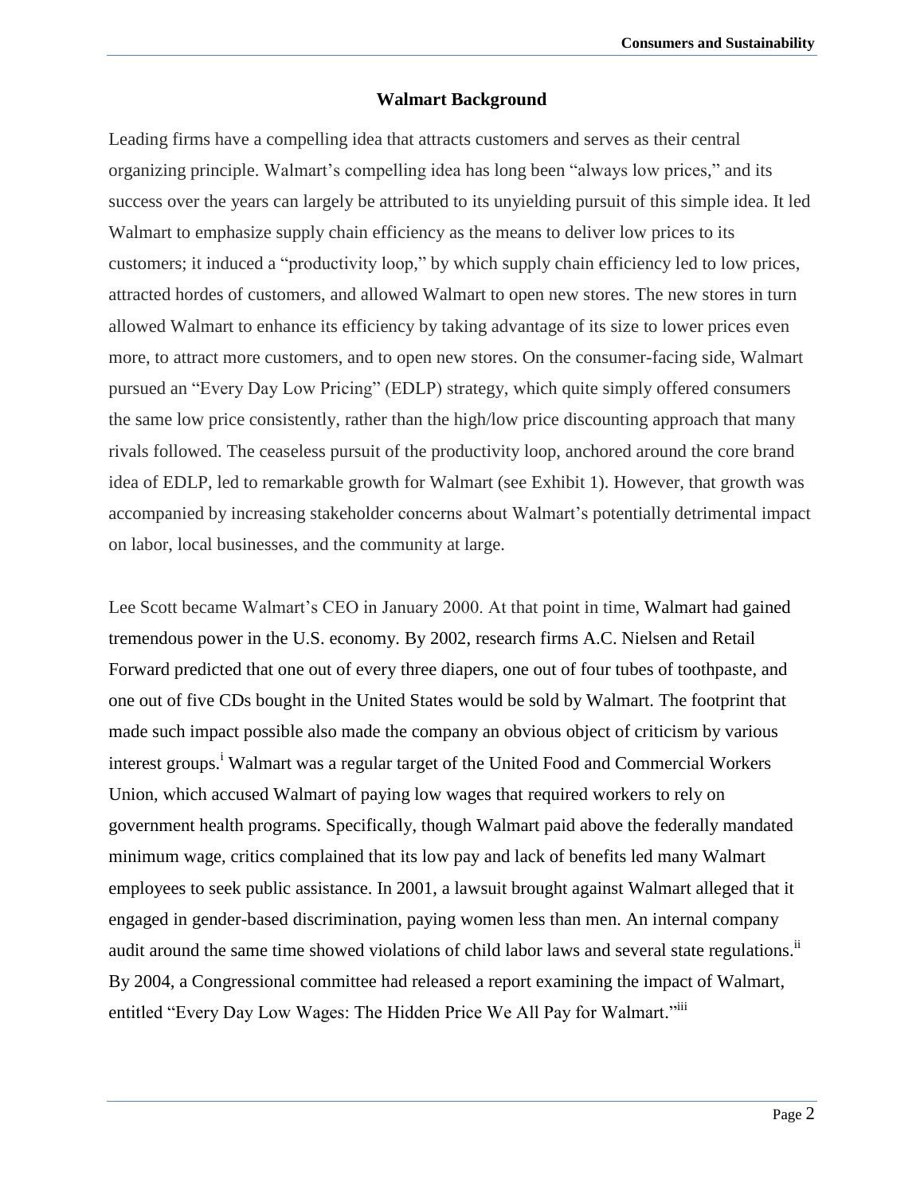## Walmart Background

Leading firms have a compelling idea that attracts customers and serves as their central organizing principle. Walmart's compelling idea has long been "always low prices," and its success over the years can largely be attributed to its unyielding pursuit of this simple idea. It led Walmart to emphasize supply chain efficiency as the means to deliver low prices to its customers; it induced a "productivity loop," by which supply chain efficiency led to low prices, attracted hordes of customers, and allowed Walmart to open new stores. The new stores in turn allowed Walmart to enhance its efficiency by taking advantage of its size to lower prices even more, to attract more customers, and to open new stores. On the consumer-facing side, Walmart pursued an "Every Day Low Pricing" (EDLP) strategy, which quite simply offered consumers the same low price consistently, rather than the high/low price discounting approach that many rivals followed. The ceaseless pursuit of the productivity loop, anchored around the core brand idea of EDLP, led to remarkable growth for Walmart (see Exhibit 1). However, that growth was accompanied by increasing stakeholder concerns about Walmart's potentially detrimental impact on labor, local businesses, and the community at large.

Lee Scott became Walmart's CEO in January 2000. At that point in time, Walmart had gained tremendous power in the U.S. economy. By 2002, research firms A.C. Nielsen and Retail Forward predicted that one out of every three diapers, one out of four tubes of toothpaste, and one out of five CDs bought in the United States would be sold by Walmart. The footprint that made such impact possible also made the company an obvious object of criticism by various interest groups.[i] Walmart was a regular target of the United Food and Commercial Workers Union, which accused Walmart of paying low wages that required workers to rely on government health programs. Specifically, though Walmart paid above the federally mandated minimum wage, critics complained that its low pay and lack of benefits led many Walmart employees to seek public assistance. In 2001, a lawsuit brought against Walmart alleged that it engaged in gender-based discrimination, paying women less than men. An internal company audit around the same time showed violations of child labor laws and several state regulations.[ii] By 2004, a Congressional committee had released a report examining the impact of Walmart, entitled "Every Day Low Wages: The Hidden Price We All Pay for Walmart."[iii]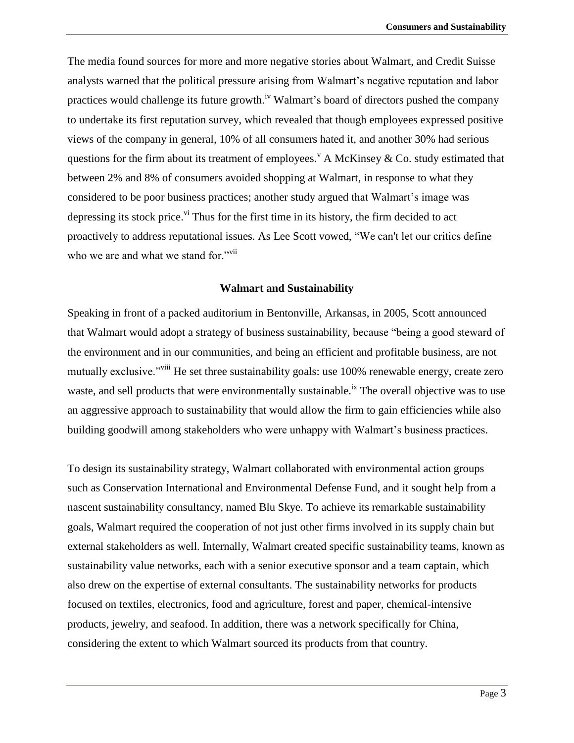The media found sources for more and more negative stories about Walmart, and Credit Suisse analysts warned that the political pressure arising from Walmart's negative reputation and labor practices would challenge its future growth.[iv] Walmart's board of directors pushed the company to undertake its first reputation survey, which revealed that though employees expressed positive views of the company in general, 10% of all consumers hated it, and another 30% had serious questions for the firm about its treatment of employees.[v] A McKinsey & Co. study estimated that between 2% and 8% of consumers avoided shopping at Walmart, in response to what they considered to be poor business practices; another study argued that Walmart's image was depressing its stock price.[vi] Thus for the first time in its history, the firm decided to act proactively to address reputational issues. As Lee Scott vowed, "We can't let our critics define who we are and what we stand for."[vii]

## Walmart and Sustainability

Speaking in front of a packed auditorium in Bentonville, Arkansas, in 2005, Scott announced that Walmart would adopt a strategy of business sustainability, because "being a good steward of the environment and in our communities, and being an efficient and profitable business, are not mutually exclusive."[viii] He set three sustainability goals: use 100% renewable energy, create zero waste, and sell products that were environmentally sustainable.[ix] The overall objective was to use an aggressive approach to sustainability that would allow the firm to gain efficiencies while also building goodwill among stakeholders who were unhappy with Walmart's business practices.

To design its sustainability strategy, Walmart collaborated with environmental action groups such as Conservation International and Environmental Defense Fund, and it sought help from a nascent sustainability consultancy, named Blu Skye. To achieve its remarkable sustainability goals, Walmart required the cooperation of not just other firms involved in its supply chain but external stakeholders as well. Internally, Walmart created specific sustainability teams, known as sustainability value networks, each with a senior executive sponsor and a team captain, which also drew on the expertise of external consultants. The sustainability networks for products focused on textiles, electronics, food and agriculture, forest and paper, chemical-intensive products, jewelry, and seafood. In addition, there was a network specifically for China, considering the extent to which Walmart sourced its products from that country.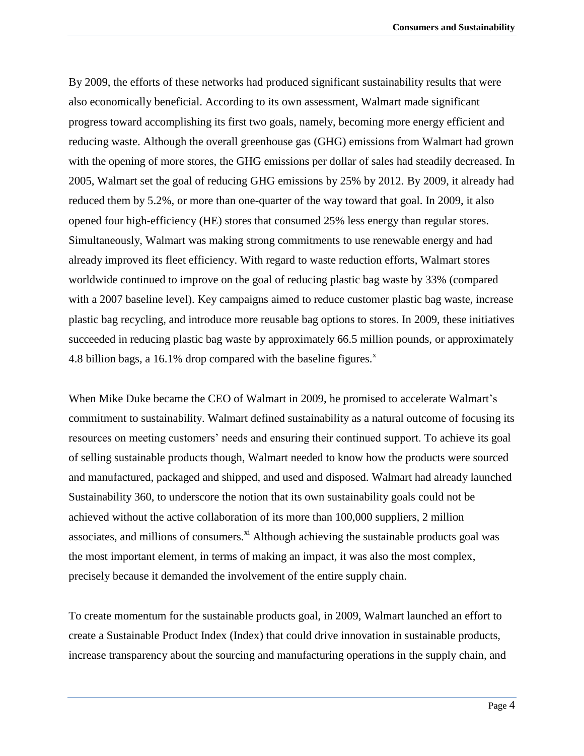By 2009, the efforts of these networks had produced significant sustainability results that were also economically beneficial. According to its own assessment, Walmart made significant progress toward accomplishing its first two goals, namely, becoming more energy efficient and reducing waste. Although the overall greenhouse gas (GHG) emissions from Walmart had grown with the opening of more stores, the GHG emissions per dollar of sales had steadily decreased. In 2005, Walmart set the goal of reducing GHG emissions by 25% by 2012. By 2009, it already had reduced them by 5.2%, or more than one-quarter of the way toward that goal. In 2009, it also opened four high-efficiency (HE) stores that consumed 25% less energy than regular stores. Simultaneously, Walmart was making strong commitments to use renewable energy and had already improved its fleet efficiency. With regard to waste reduction efforts, Walmart stores worldwide continued to improve on the goal of reducing plastic bag waste by 33% (compared with a 2007 baseline level). Key campaigns aimed to reduce customer plastic bag waste, increase plastic bag recycling, and introduce more reusable bag options to stores. In 2009, these initiatives succeeded in reducing plastic bag waste by approximately 66.5 million pounds, or approximately 4.8 billion bags, a 16.1% drop compared with the baseline figures.[x]

When Mike Duke became the CEO of Walmart in 2009, he promised to accelerate Walmart's commitment to sustainability. Walmart defined sustainability as a natural outcome of focusing its resources on meeting customers' needs and ensuring their continued support. To achieve its goal of selling sustainable products though, Walmart needed to know how the products were sourced and manufactured, packaged and shipped, and used and disposed. Walmart had already launched Sustainability 360, to underscore the notion that its own sustainability goals could not be achieved without the active collaboration of its more than 100,000 suppliers, 2 million associates, and millions of consumers.[xi] Although achieving the sustainable products goal was the most important element, in terms of making an impact, it was also the most complex, precisely because it demanded the involvement of the entire supply chain.

To create momentum for the sustainable products goal, in 2009, Walmart launched an effort to create a Sustainable Product Index (Index) that could drive innovation in sustainable products, increase transparency about the sourcing and manufacturing operations in the supply chain, and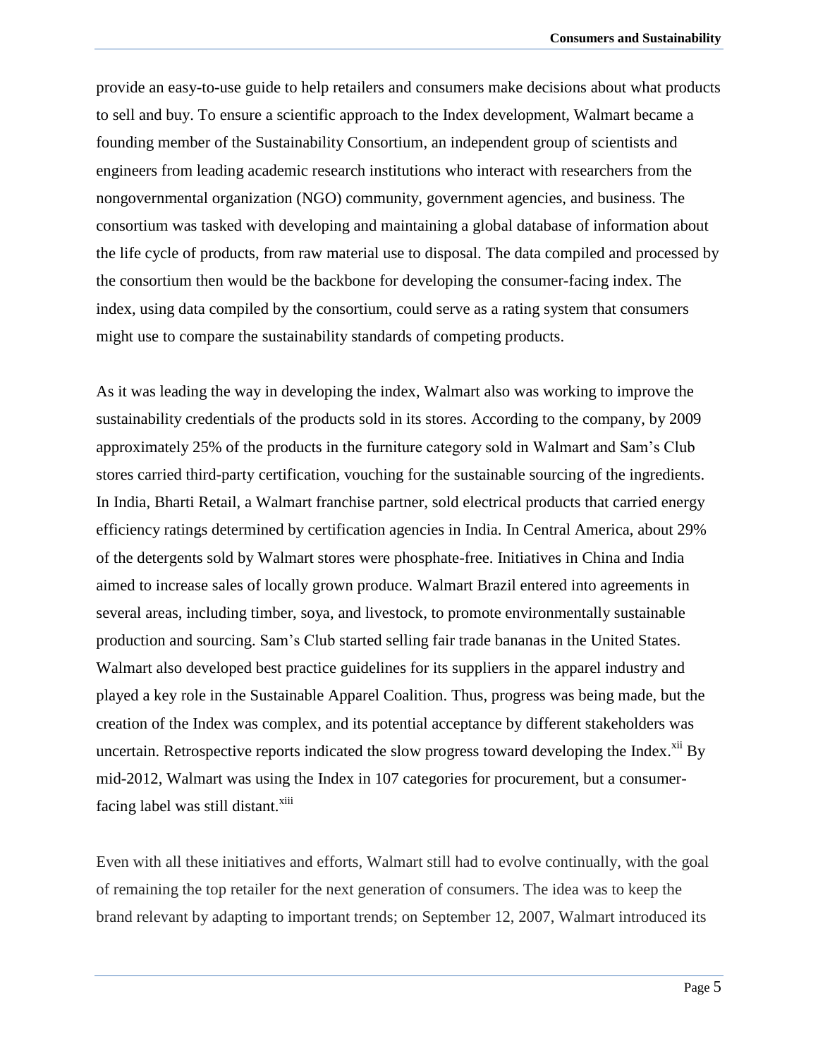provide an easy-to-use guide to help retailers and consumers make decisions about what products to sell and buy. To ensure a scientific approach to the Index development, Walmart became a founding member of the Sustainability Consortium, an independent group of scientists and engineers from leading academic research institutions who interact with researchers from the nongovernmental organization (NGO) community, government agencies, and business. The consortium was tasked with developing and maintaining a global database of information about the life cycle of products, from raw material use to disposal. The data compiled and processed by the consortium then would be the backbone for developing the consumer-facing index. The index, using data compiled by the consortium, could serve as a rating system that consumers might use to compare the sustainability standards of competing products.

As it was leading the way in developing the index, Walmart also was working to improve the sustainability credentials of the products sold in its stores. According to the company, by 2009 approximately 25% of the products in the furniture category sold in Walmart and Sam's Club stores carried third-party certification, vouching for the sustainable sourcing of the ingredients. In India, Bharti Retail, a Walmart franchise partner, sold electrical products that carried energy efficiency ratings determined by certification agencies in India. In Central America, about 29% of the detergents sold by Walmart stores were phosphate-free. Initiatives in China and India aimed to increase sales of locally grown produce. Walmart Brazil entered into agreements in several areas, including timber, soya, and livestock, to promote environmentally sustainable production and sourcing. Sam's Club started selling fair trade bananas in the United States. Walmart also developed best practice guidelines for its suppliers in the apparel industry and played a key role in the Sustainable Apparel Coalition. Thus, progress was being made, but the creation of the Index was complex, and its potential acceptance by different stakeholders was uncertain. Retrospective reports indicated the slow progress toward developing the Index.[xii] By mid-2012, Walmart was using the Index in 107 categories for procurement, but a consumer-facing label was still distant.[xiii]

Even with all these initiatives and efforts, Walmart still had to evolve continually, with the goal of remaining the top retailer for the next generation of consumers. The idea was to keep the brand relevant by adapting to important trends; on September 12, 2007, Walmart introduced its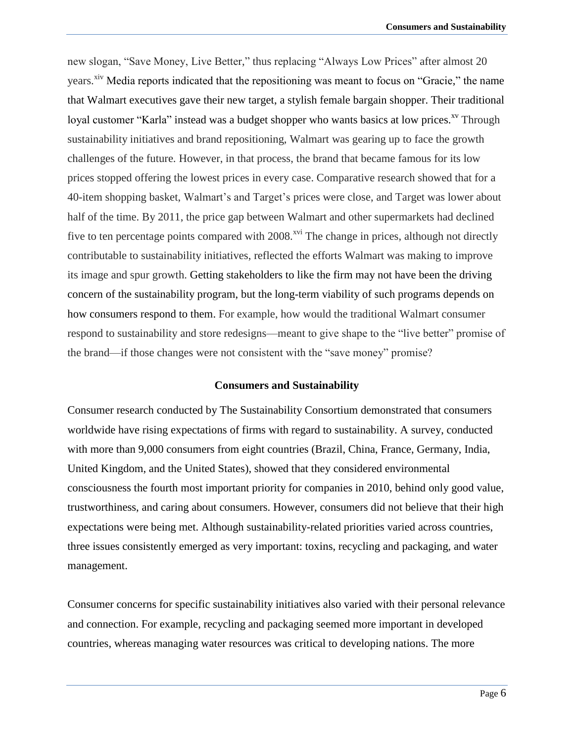new slogan, "Save Money, Live Better," thus replacing "Always Low Prices" after almost 20 years.[xiv] Media reports indicated that the repositioning was meant to focus on "Gracie," the name that Walmart executives gave their new target, a stylish female bargain shopper. Their traditional loyal customer "Karla" instead was a budget shopper who wants basics at low prices.[xv] Through sustainability initiatives and brand repositioning, Walmart was gearing up to face the growth challenges of the future. However, in that process, the brand that became famous for its low prices stopped offering the lowest prices in every case. Comparative research showed that for a 40-item shopping basket, Walmart's and Target's prices were close, and Target was lower about half of the time. By 2011, the price gap between Walmart and other supermarkets had declined five to ten percentage points compared with 2008.[xvi] The change in prices, although not directly contributable to sustainability initiatives, reflected the efforts Walmart was making to improve its image and spur growth. Getting stakeholders to like the firm may not have been the driving concern of the sustainability program, but the long-term viability of such programs depends on how consumers respond to them. For example, how would the traditional Walmart consumer respond to sustainability and store redesigns—meant to give shape to the "live better" promise of the brand—if those changes were not consistent with the "save money" promise?

## Consumers and Sustainability

Consumer research conducted by The Sustainability Consortium demonstrated that consumers worldwide have rising expectations of firms with regard to sustainability. A survey, conducted with more than 9,000 consumers from eight countries (Brazil, China, France, Germany, India, United Kingdom, and the United States), showed that they considered environmental consciousness the fourth most important priority for companies in 2010, behind only good value, trustworthiness, and caring about consumers. However, consumers did not believe that their high expectations were being met. Although sustainability-related priorities varied across countries, three issues consistently emerged as very important: toxins, recycling and packaging, and water management.

Consumer concerns for specific sustainability initiatives also varied with their personal relevance and connection. For example, recycling and packaging seemed more important in developed countries, whereas managing water resources was critical to developing nations. The more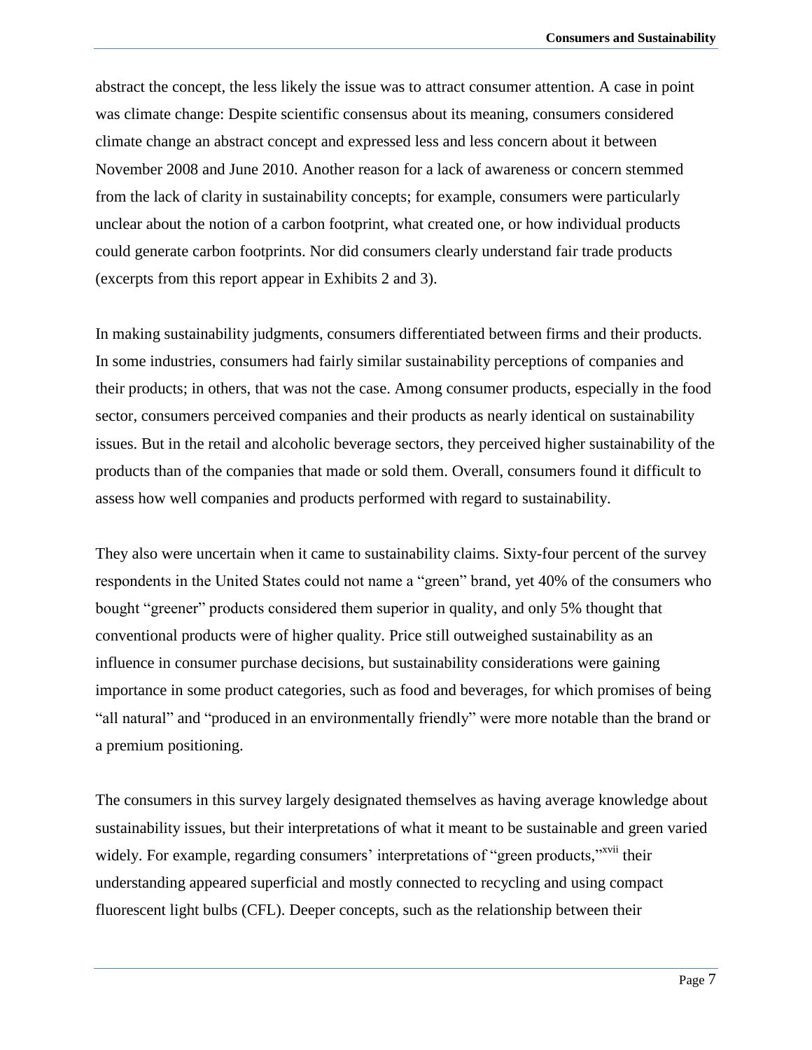abstract the concept, the less likely the issue was to attract consumer attention. A case in point was climate change: Despite scientific consensus about its meaning, consumers considered climate change an abstract concept and expressed less and less concern about it between November 2008 and June 2010. Another reason for a lack of awareness or concern stemmed from the lack of clarity in sustainability concepts; for example, consumers were particularly unclear about the notion of a carbon footprint, what created one, or how individual products could generate carbon footprints. Nor did consumers clearly understand fair trade products (excerpts from this report appear in Exhibits 2 and 3).

In making sustainability judgments, consumers differentiated between firms and their products. In some industries, consumers had fairly similar sustainability perceptions of companies and their products; in others, that was not the case. Among consumer products, especially in the food sector, consumers perceived companies and their products as nearly identical on sustainability issues. But in the retail and alcoholic beverage sectors, they perceived higher sustainability of the products than of the companies that made or sold them. Overall, consumers found it difficult to assess how well companies and products performed with regard to sustainability.

They also were uncertain when it came to sustainability claims. Sixty-four percent of the survey respondents in the United States could not name a "green" brand, yet 40% of the consumers who bought "greener" products considered them superior in quality, and only 5% thought that conventional products were of higher quality. Price still outweighed sustainability as an influence in consumer purchase decisions, but sustainability considerations were gaining importance in some product categories, such as food and beverages, for which promises of being "all natural" and "produced in an environmentally friendly" were more notable than the brand or a premium positioning.

The consumers in this survey largely designated themselves as having average knowledge about sustainability issues, but their interpretations of what it meant to be sustainable and green varied widely. For example, regarding consumers' interpretations of "green products,"[xvii] their understanding appeared superficial and mostly connected to recycling and using compact fluorescent light bulbs (CFL). Deeper concepts, such as the relationship between their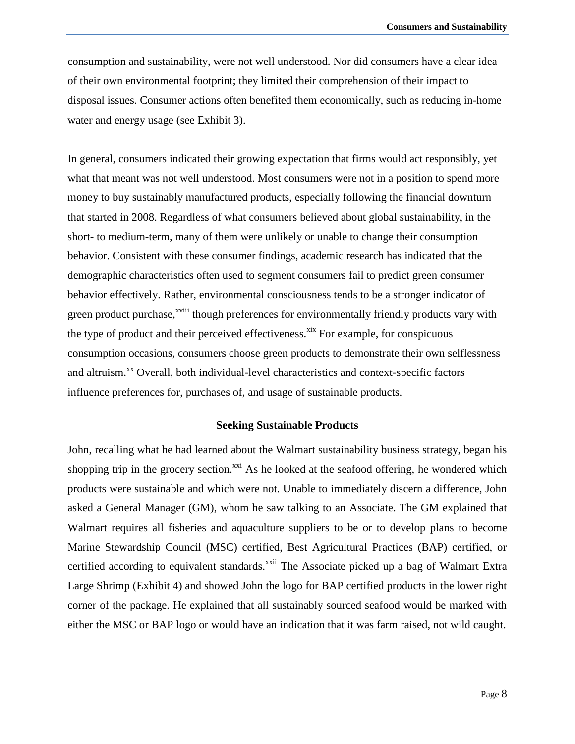consumption and sustainability, were not well understood. Nor did consumers have a clear idea of their own environmental footprint; they limited their comprehension of their impact to disposal issues. Consumer actions often benefited them economically, such as reducing in-home water and energy usage (see Exhibit 3).

In general, consumers indicated their growing expectation that firms would act responsibly, yet what that meant was not well understood. Most consumers were not in a position to spend more money to buy sustainably manufactured products, especially following the financial downturn that started in 2008. Regardless of what consumers believed about global sustainability, in the short- to medium-term, many of them were unlikely or unable to change their consumption behavior. Consistent with these consumer findings, academic research has indicated that the demographic characteristics often used to segment consumers fail to predict green consumer behavior effectively. Rather, environmental consciousness tends to be a stronger indicator of green product purchase,[xviii] though preferences for environmentally friendly products vary with the type of product and their perceived effectiveness.[xix] For example, for conspicuous consumption occasions, consumers choose green products to demonstrate their own selflessness and altruism.[xx] Overall, both individual-level characteristics and context-specific factors influence preferences for, purchases of, and usage of sustainable products.

### Seeking Sustainable Products

John, recalling what he had learned about the Walmart sustainability business strategy, began his shopping trip in the grocery section.[xxi] As he looked at the seafood offering, he wondered which products were sustainable and which were not. Unable to immediately discern a difference, John asked a General Manager (GM), whom he saw talking to an Associate. The GM explained that Walmart requires all fisheries and aquaculture suppliers to be or to develop plans to become Marine Stewardship Council (MSC) certified, Best Agricultural Practices (BAP) certified, or certified according to equivalent standards.[xxii] The Associate picked up a bag of Walmart Extra Large Shrimp (Exhibit 4) and showed John the logo for BAP certified products in the lower right corner of the package. He explained that all sustainably sourced seafood would be marked with either the MSC or BAP logo or would have an indication that it was farm raised, not wild caught.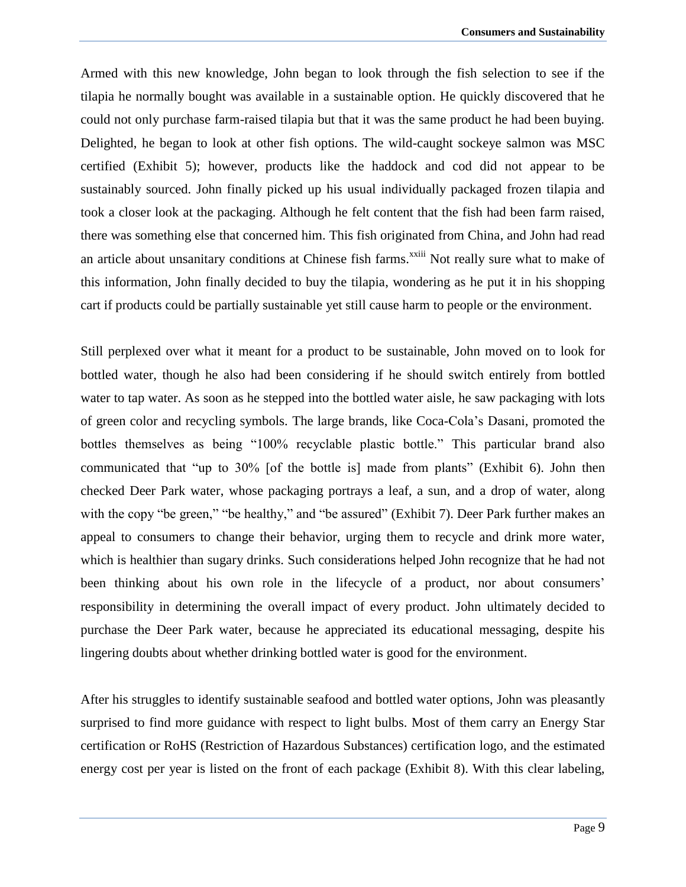Armed with this new knowledge, John began to look through the fish selection to see if the tilapia he normally bought was available in a sustainable option. He quickly discovered that he could not only purchase farm-raised tilapia but that it was the same product he had been buying. Delighted, he began to look at other fish options. The wild-caught sockeye salmon was MSC certified (Exhibit 5); however, products like the haddock and cod did not appear to be sustainably sourced. John finally picked up his usual individually packaged frozen tilapia and took a closer look at the packaging. Although he felt content that the fish had been farm raised, there was something else that concerned him. This fish originated from China, and John had read an article about unsanitary conditions at Chinese fish farms.[xxiii] Not really sure what to make of this information, John finally decided to buy the tilapia, wondering as he put it in his shopping cart if products could be partially sustainable yet still cause harm to people or the environment.

Still perplexed over what it meant for a product to be sustainable, John moved on to look for bottled water, though he also had been considering if he should switch entirely from bottled water to tap water. As soon as he stepped into the bottled water aisle, he saw packaging with lots of green color and recycling symbols. The large brands, like Coca-Cola's Dasani, promoted the bottles themselves as being "100% recyclable plastic bottle." This particular brand also communicated that "up to 30% [of the bottle is] made from plants" (Exhibit 6). John then checked Deer Park water, whose packaging portrays a leaf, a sun, and a drop of water, along with the copy "be green," "be healthy," and "be assured" (Exhibit 7). Deer Park further makes an appeal to consumers to change their behavior, urging them to recycle and drink more water, which is healthier than sugary drinks. Such considerations helped John recognize that he had not been thinking about his own role in the lifecycle of a product, nor about consumers' responsibility in determining the overall impact of every product. John ultimately decided to purchase the Deer Park water, because he appreciated its educational messaging, despite his lingering doubts about whether drinking bottled water is good for the environment.

After his struggles to identify sustainable seafood and bottled water options, John was pleasantly surprised to find more guidance with respect to light bulbs. Most of them carry an Energy Star certification or RoHS (Restriction of Hazardous Substances) certification logo, and the estimated energy cost per year is listed on the front of each package (Exhibit 8). With this clear labeling,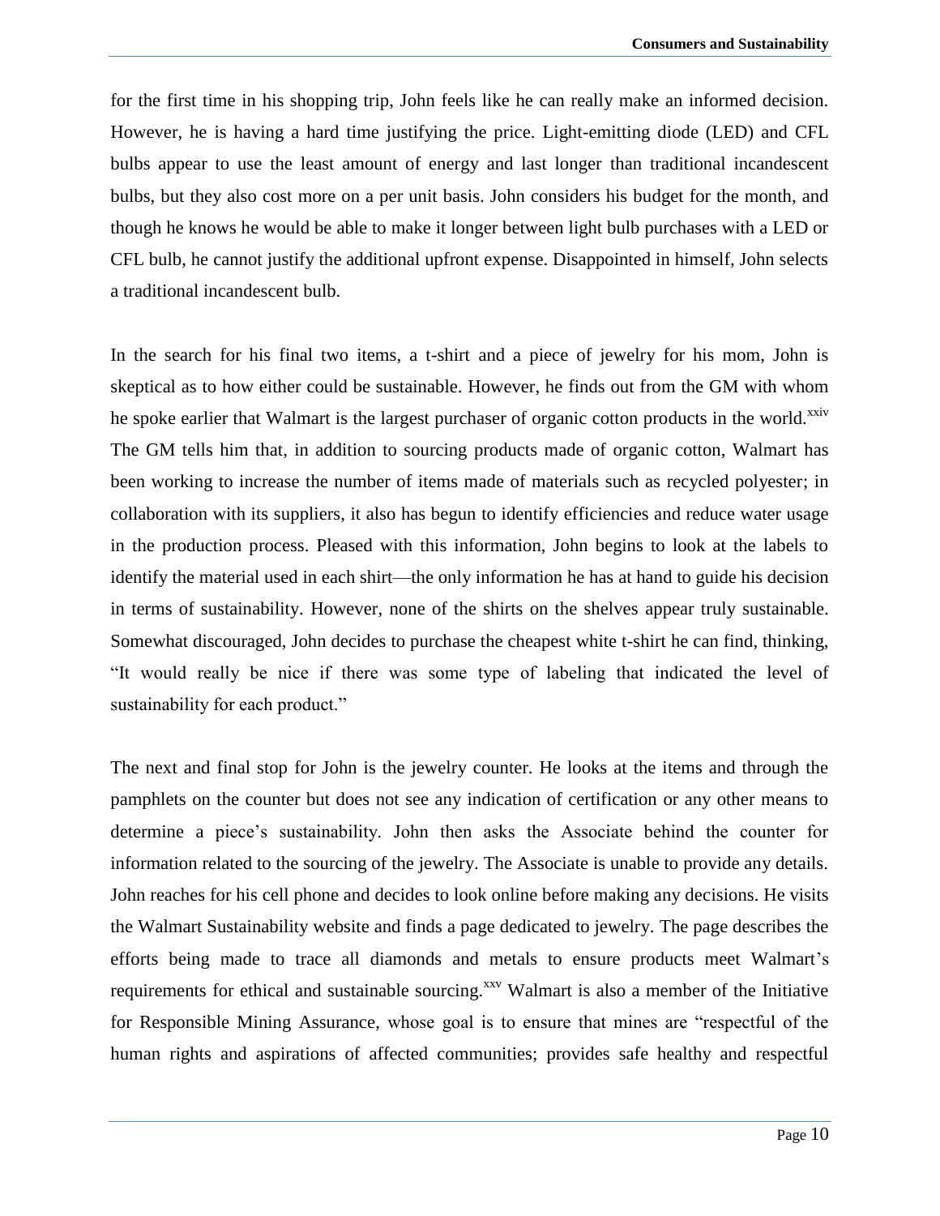for the first time in his shopping trip, John feels like he can really make an informed decision. However, he is having a hard time justifying the price. Light-emitting diode (LED) and CFL bulbs appear to use the least amount of energy and last longer than traditional incandescent bulbs, but they also cost more on a per unit basis. John considers his budget for the month, and though he knows he would be able to make it longer between light bulb purchases with a LED or CFL bulb, he cannot justify the additional upfront expense. Disappointed in himself, John selects a traditional incandescent bulb.

In the search for his final two items, a t-shirt and a piece of jewelry for his mom, John is skeptical as to how either could be sustainable. However, he finds out from the GM with whom he spoke earlier that Walmart is the largest purchaser of organic cotton products in the world.[xxiv] The GM tells him that, in addition to sourcing products made of organic cotton, Walmart has been working to increase the number of items made of materials such as recycled polyester; in collaboration with its suppliers, it also has begun to identify efficiencies and reduce water usage in the production process. Pleased with this information, John begins to look at the labels to identify the material used in each shirt—the only information he has at hand to guide his decision in terms of sustainability. However, none of the shirts on the shelves appear truly sustainable. Somewhat discouraged, John decides to purchase the cheapest white t-shirt he can find, thinking, "It would really be nice if there was some type of labeling that indicated the level of sustainability for each product."

The next and final stop for John is the jewelry counter. He looks at the items and through the pamphlets on the counter but does not see any indication of certification or any other means to determine a piece's sustainability. John then asks the Associate behind the counter for information related to the sourcing of the jewelry. The Associate is unable to provide any details. John reaches for his cell phone and decides to look online before making any decisions. He visits the Walmart Sustainability website and finds a page dedicated to jewelry. The page describes the efforts being made to trace all diamonds and metals to ensure products meet Walmart's requirements for ethical and sustainable sourcing.[xxv] Walmart is also a member of the Initiative for Responsible Mining Assurance, whose goal is to ensure that mines are "respectful of the human rights and aspirations of affected communities; provides safe healthy and respectful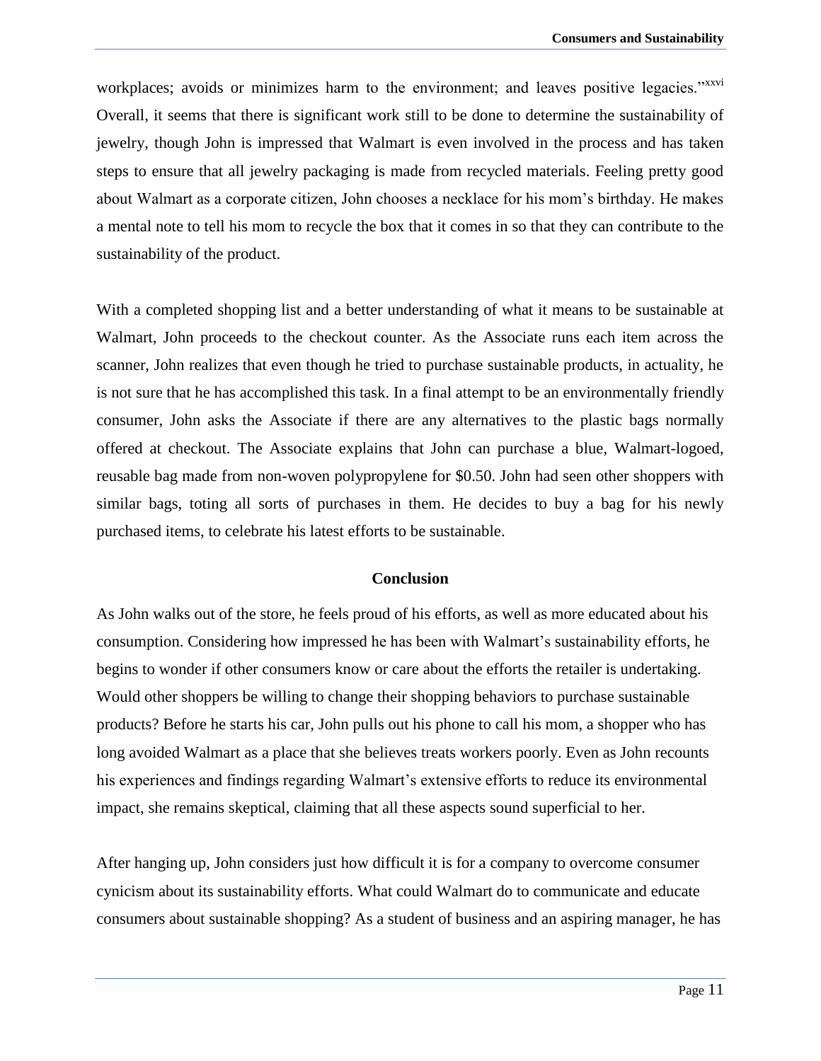workplaces; avoids or minimizes harm to the environment; and leaves positive legacies."[xxvi] Overall, it seems that there is significant work still to be done to determine the sustainability of jewelry, though John is impressed that Walmart is even involved in the process and has taken steps to ensure that all jewelry packaging is made from recycled materials. Feeling pretty good about Walmart as a corporate citizen, John chooses a necklace for his mom's birthday. He makes a mental note to tell his mom to recycle the box that it comes in so that they can contribute to the sustainability of the product.

With a completed shopping list and a better understanding of what it means to be sustainable at Walmart, John proceeds to the checkout counter. As the Associate runs each item across the scanner, John realizes that even though he tried to purchase sustainable products, in actuality, he is not sure that he has accomplished this task. In a final attempt to be an environmentally friendly consumer, John asks the Associate if there are any alternatives to the plastic bags normally offered at checkout. The Associate explains that John can purchase a blue, Walmart-logoed, reusable bag made from non-woven polypropylene for $0.50. John had seen other shoppers with similar bags, toting all sorts of purchases in them. He decides to buy a bag for his newly purchased items, to celebrate his latest efforts to be sustainable.

## Conclusion

As John walks out of the store, he feels proud of his efforts, as well as more educated about his consumption. Considering how impressed he has been with Walmart's sustainability efforts, he begins to wonder if other consumers know or care about the efforts the retailer is undertaking. Would other shoppers be willing to change their shopping behaviors to purchase sustainable products? Before he starts his car, John pulls out his phone to call his mom, a shopper who has long avoided Walmart as a place that she believes treats workers poorly. Even as John recounts his experiences and findings regarding Walmart's extensive efforts to reduce its environmental impact, she remains skeptical, claiming that all these aspects sound superficial to her.

After hanging up, John considers just how difficult it is for a company to overcome consumer cynicism about its sustainability efforts. What could Walmart do to communicate and educate consumers about sustainable shopping? As a student of business and an aspiring manager, he has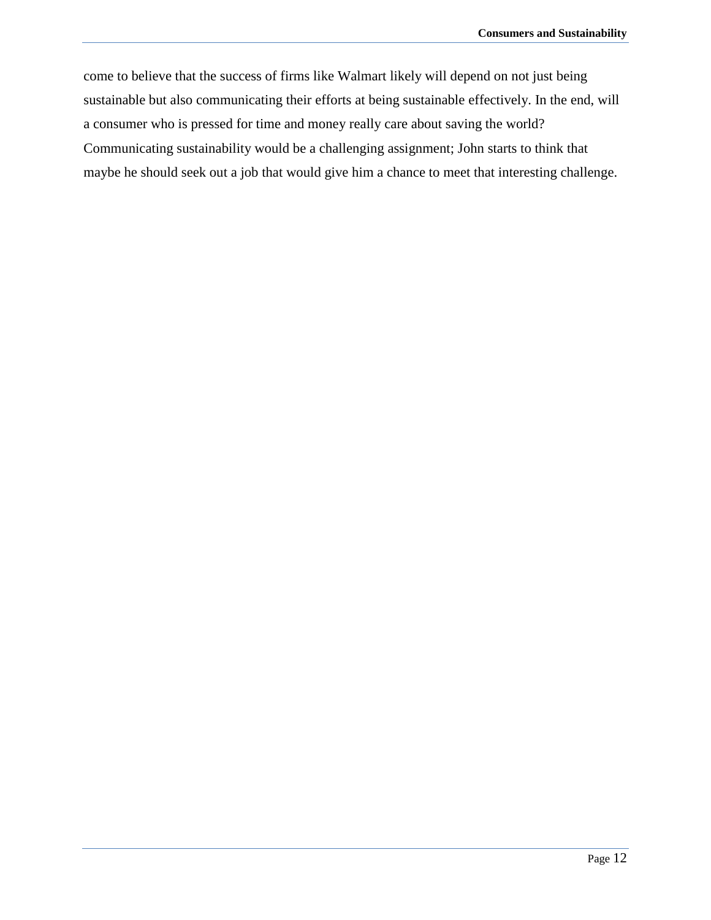come to believe that the success of firms like Walmart likely will depend on not just being sustainable but also communicating their efforts at being sustainable effectively. In the end, will a consumer who is pressed for time and money really care about saving the world? Communicating sustainability would be a challenging assignment; John starts to think that maybe he should seek out a job that would give him a chance to meet that interesting challenge.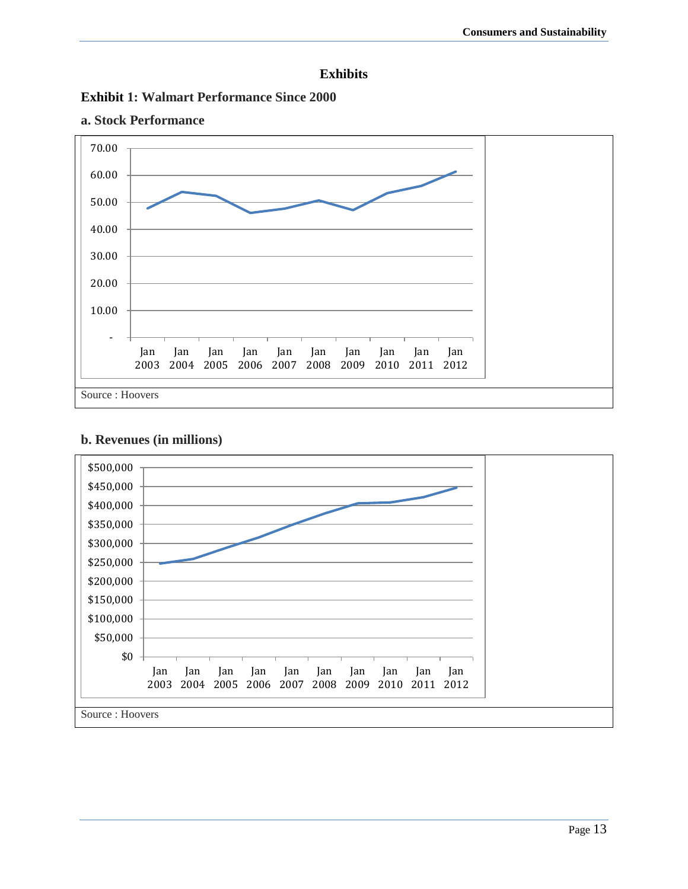## Exhibits

### Exhibit 1: Walmart Performance Since 2000

#### a. Stock Performance

Source : Hoovers

#### b. Revenues (in millions)

Source : Hoovers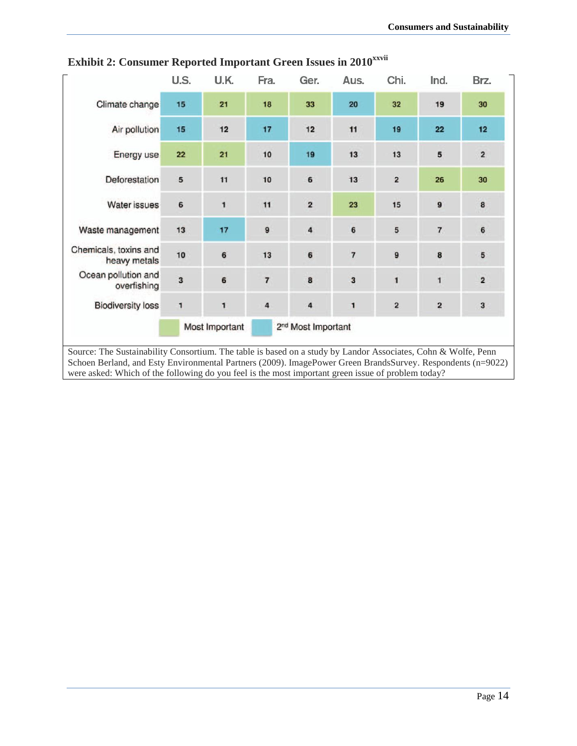**Exhibit 2: Consumer Reported Important Green Issues in 2010**[xxvii]

| | U.S. | U.K. | Fra. | Ger. | Aus. | Chi. | Ind. | Brz. |
|---|---|---|---|---|---|---|---|---|
| Climate change | 15 | 21 | 18 | 33 | 20 | 32 | 19 | 30 |
| Air pollution | 15 | 12 | 17 | 12 | 11 | 19 | 22 | 12 |
| Energy use | 22 | 21 | 10 | 19 | 13 | 13 | 5 | 2 |
| Deforestation | 5 | 11 | 10 | 6 | 13 | 2 | 26 | 30 |
| Water issues | 6 | 1 | 11 | 2 | 23 | 15 | 9 | 8 |
| Waste management | 13 | 17 | 9 | 4 | 6 | 5 | 7 | 6 |
| Chemicals, toxins and heavy metals | 10 | 6 | 13 | 6 | 7 | 9 | 8 | 5 |
| Ocean pollution and overfishing | 3 | 6 | 7 | 8 | 3 | 1 | 1 | 2 |
| Biodiversity loss | 1 | 1 | 4 | 4 | 1 | 2 | 2 | 3 |

Legend: Most Important (green); 2nd Most Important (blue)

Most Important: U.S. – Energy use (22); U.K. – Climate change (21), Energy use (21); Fra. – Climate change (18); Ger. – Climate change (33); Aus. – Water issues (23); Chi. – Climate change (32); Ind. – Deforestation (26); Brz. – Climate change (30), Deforestation (30).

2nd Most Important: U.S. – Climate change (15), Air pollution (15); U.K. – Waste management (17); Fra. – Air pollution (17); Ger. – Energy use (19); Aus. – Climate change (20); Chi. – Air pollution (19); Ind. – Air pollution (22); Brz. – Air pollution (12).

Source: The Sustainability Consortium. The table is based on a study by Landor Associates, Cohn & Wolfe, Penn Schoen Berland, and Esty Environmental Partners (2009). ImagePower Green BrandsSurvey. Respondents (n=9022) were asked: Which of the following do you feel is the most important green issue of problem today?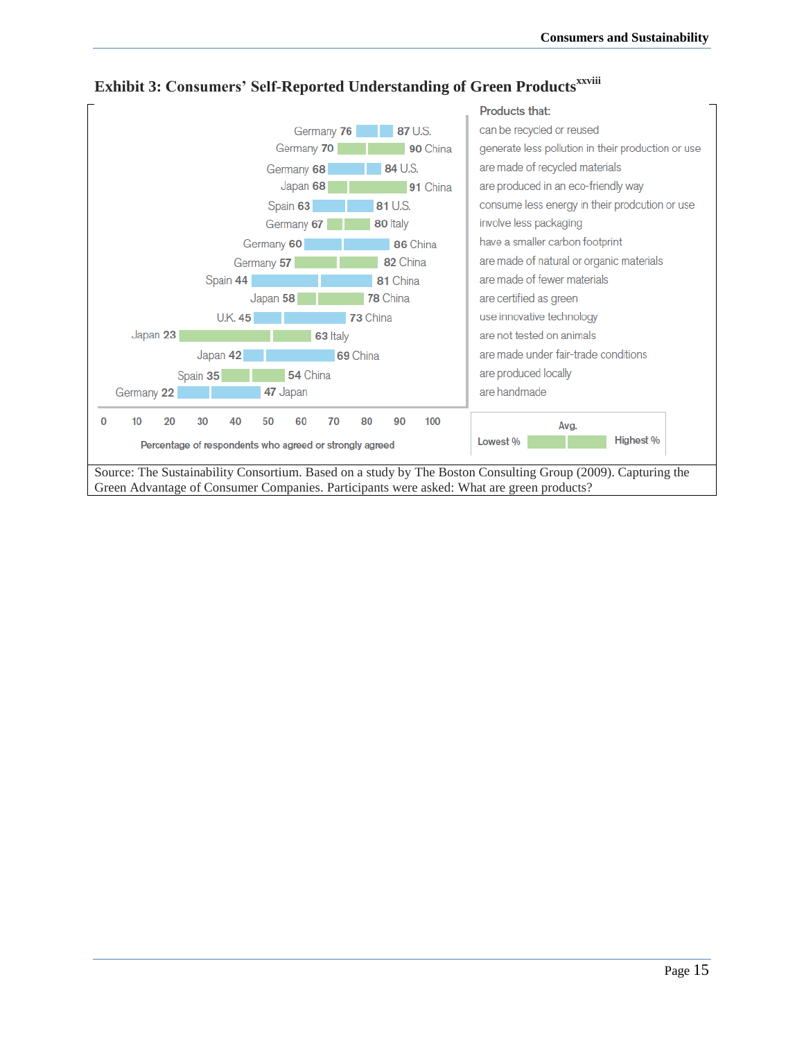**Exhibit 3: Consumers' Self-Reported Understanding of Green Products**[xxviii]

| Products that: | Lowest % | Highest % |
| --- | --- | --- |
| can be recycled or reused | Germany 76 | 87 U.S. |
| generate less pollution in their production or use | Germany 70 | 90 China |
| are made of recycled materials | Germany 68 | 84 U.S. |
| are produced in an eco-friendly way | Japan 68 | 91 China |
| consume less energy in their prodcution or use | Spain 63 | 81 U.S. |
| involve less packaging | Germany 67 | 80 Italy |
| have a smaller carbon footprint | Germany 60 | 86 China |
| are made of natural or organic materials | Germany 57 | 82 China |
| are made of fewer materials | Spain 44 | 81 China |
| are certified as green | Japan 58 | 78 China |
| use innovative technology | U.K. 45 | 73 China |
| are not tested on animals | Japan 23 | 63 Italy |
| are made under fair-trade conditions | Japan 42 | 69 China |
| are produced locally | Spain 35 | 54 China |
| are handmade | Germany 22 | 47 Japan |

Percentage of respondents who agreed or strongly agreed

Source: The Sustainability Consortium. Based on a study by The Boston Consulting Group (2009). Capturing the Green Advantage of Consumer Companies. Participants were asked: What are green products?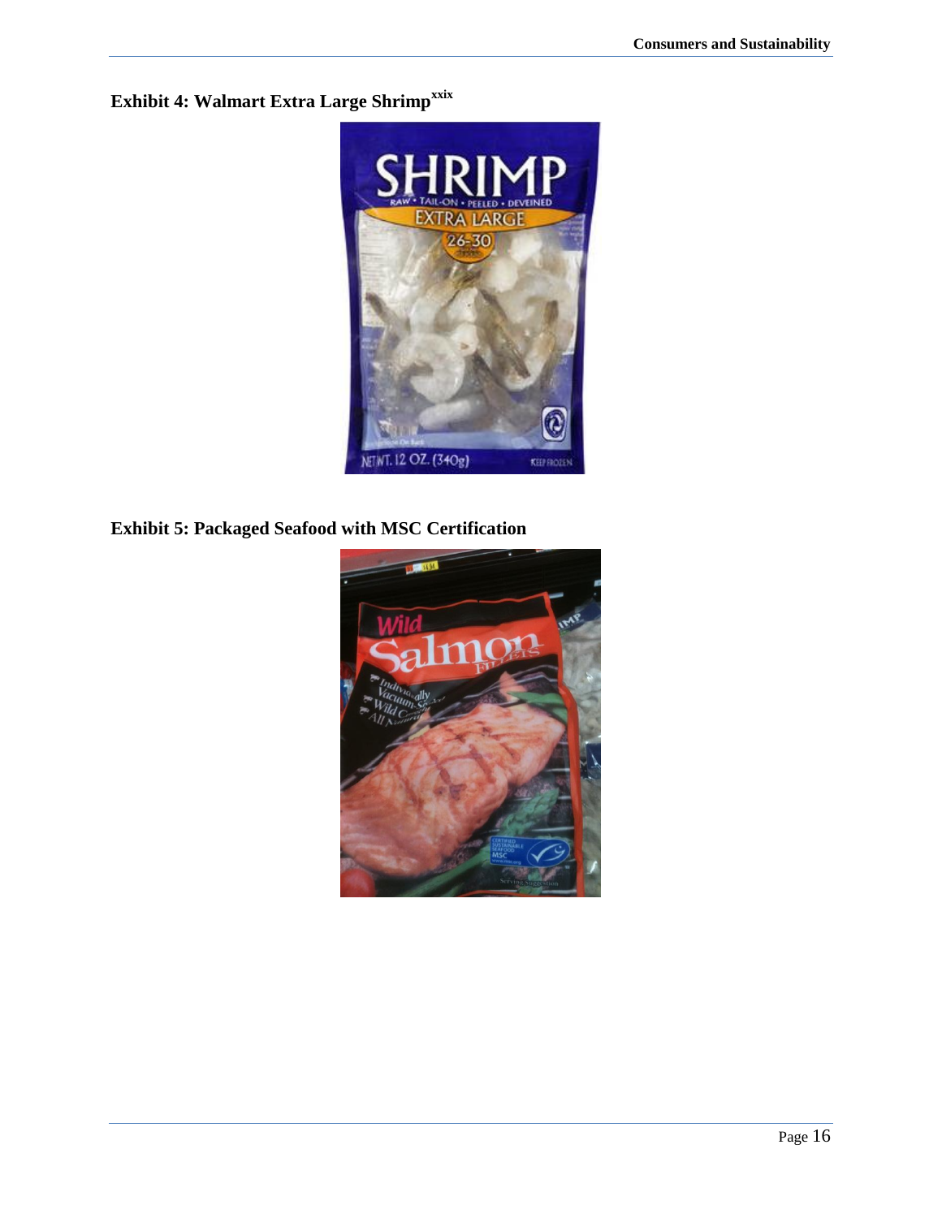**Exhibit 4: Walmart Extra Large Shrimp**[xxix]

**Exhibit 5: Packaged Seafood with MSC Certification**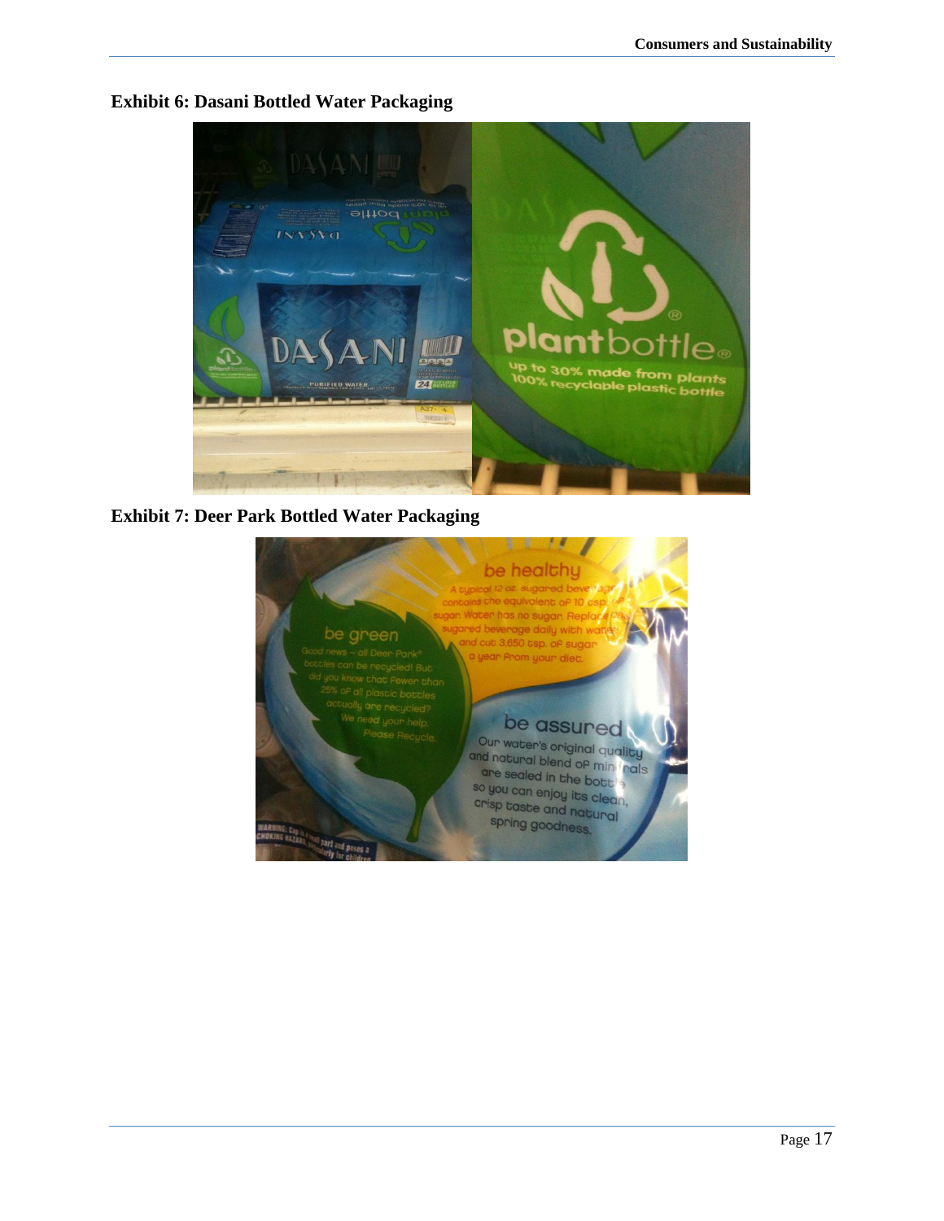**Exhibit 6: Dasani Bottled Water Packaging**

**Exhibit 7: Deer Park Bottled Water Packaging**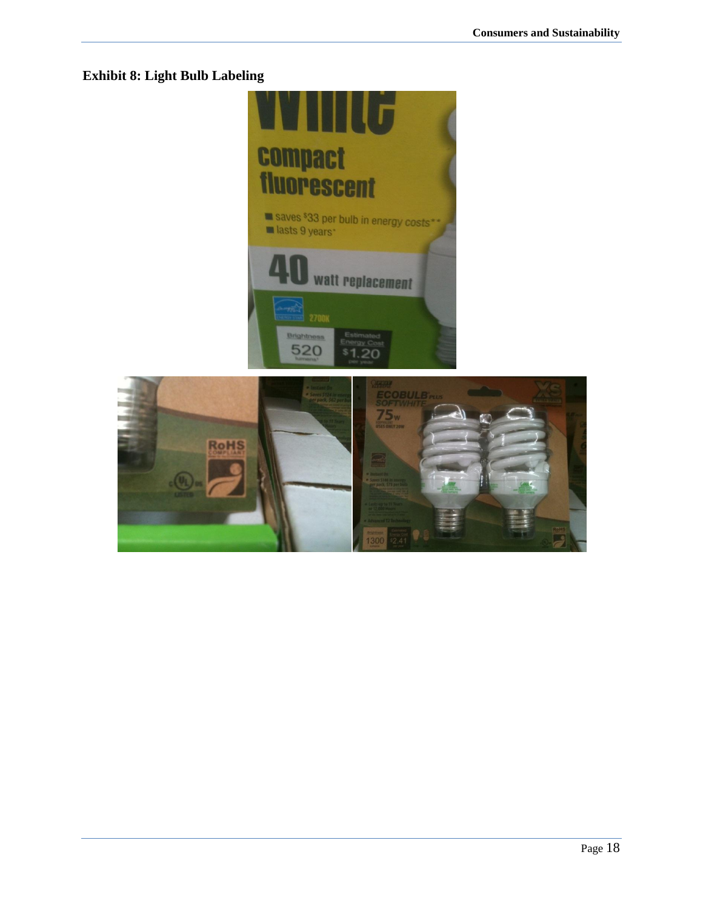## Exhibit 8: Light Bulb Labeling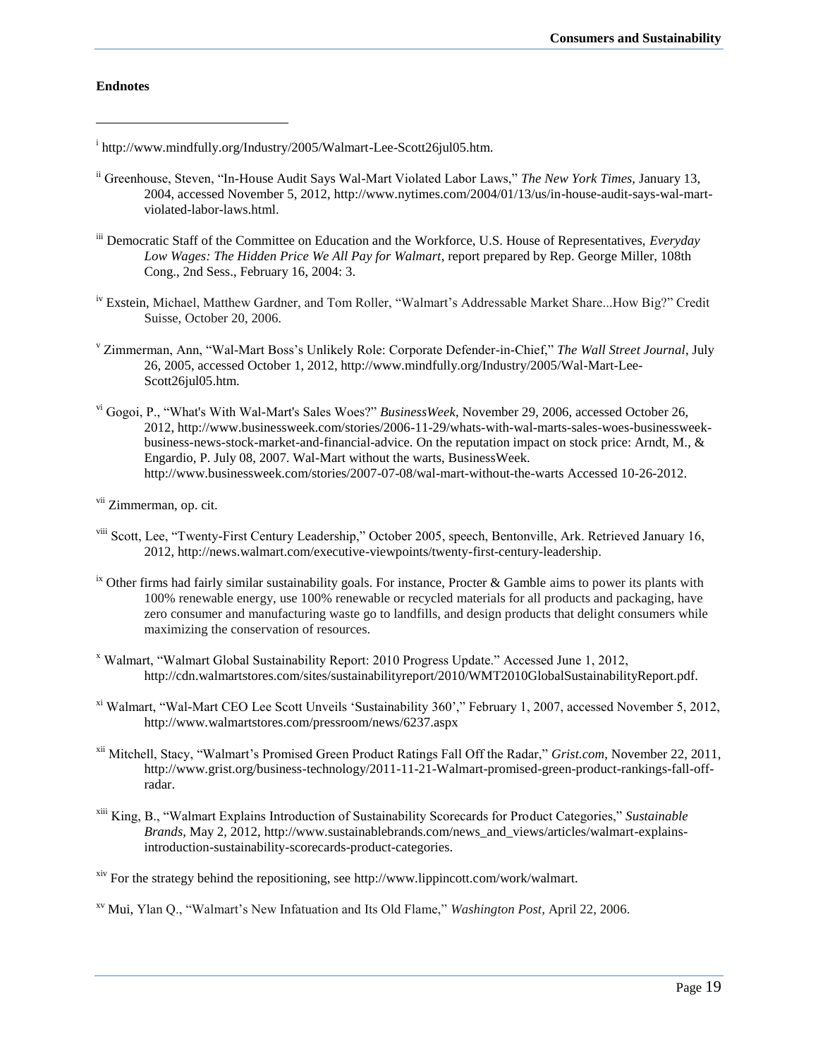**Endnotes**

[i] http://www.mindfully.org/Industry/2005/Walmart-Lee-Scott26jul05.htm.

[ii] Greenhouse, Steven, "In-House Audit Says Wal-Mart Violated Labor Laws," *The New York Times,* January 13, 2004, accessed November 5, 2012, http://www.nytimes.com/2004/01/13/us/in-house-audit-says-wal-mart-violated-labor-laws.html.

[iii] Democratic Staff of the Committee on Education and the Workforce, U.S. House of Representatives, *Everyday Low Wages: The Hidden Price We All Pay for Walmart*, report prepared by Rep. George Miller, 108th Cong., 2nd Sess., February 16, 2004: 3.

[iv] Exstein, Michael, Matthew Gardner, and Tom Roller, "Walmart's Addressable Market Share...How Big?" Credit Suisse, October 20, 2006.

[v] Zimmerman, Ann, "Wal-Mart Boss's Unlikely Role: Corporate Defender-in-Chief," *The Wall Street Journal*, July 26, 2005, accessed October 1, 2012, http://www.mindfully.org/Industry/2005/Wal-Mart-Lee-Scott26jul05.htm.

[vi] Gogoi, P., "What's With Wal-Mart's Sales Woes?" *BusinessWeek*, November 29, 2006, accessed October 26, 2012, http://www.businessweek.com/stories/2006-11-29/whats-with-wal-marts-sales-woes-businessweek-business-news-stock-market-and-financial-advice. On the reputation impact on stock price: Arndt, M., & Engardio, P. July 08, 2007. Wal-Mart without the warts, BusinessWeek. http://www.businessweek.com/stories/2007-07-08/wal-mart-without-the-warts Accessed 10-26-2012.

[vii] Zimmerman, op. cit.

[viii] Scott, Lee, "Twenty-First Century Leadership," October 2005, speech, Bentonville, Ark. Retrieved January 16, 2012, http://news.walmart.com/executive-viewpoints/twenty-first-century-leadership.

[ix] Other firms had fairly similar sustainability goals. For instance, Procter & Gamble aims to power its plants with 100% renewable energy, use 100% renewable or recycled materials for all products and packaging, have zero consumer and manufacturing waste go to landfills, and design products that delight consumers while maximizing the conservation of resources.

[x] Walmart, "Walmart Global Sustainability Report: 2010 Progress Update." Accessed June 1, 2012, http://cdn.walmartstores.com/sites/sustainabilityreport/2010/WMT2010GlobalSustainabilityReport.pdf.

[xi] Walmart, "Wal-Mart CEO Lee Scott Unveils 'Sustainability 360'," February 1, 2007, accessed November 5, 2012, http://www.walmartstores.com/pressroom/news/6237.aspx

[xii] Mitchell, Stacy, "Walmart's Promised Green Product Ratings Fall Off the Radar," *Grist.com*, November 22, 2011, http://www.grist.org/business-technology/2011-11-21-Walmart-promised-green-product-rankings-fall-off-radar.

[xiii] King, B., "Walmart Explains Introduction of Sustainability Scorecards for Product Categories," *Sustainable Brands*, May 2, 2012, http://www.sustainablebrands.com/news_and_views/articles/walmart-explains-introduction-sustainability-scorecards-product-categories.

[xiv] For the strategy behind the repositioning, see http://www.lippincott.com/work/walmart.

[xv] Mui, Ylan Q., "Walmart's New Infatuation and Its Old Flame," *Washington Post*, April 22, 2006.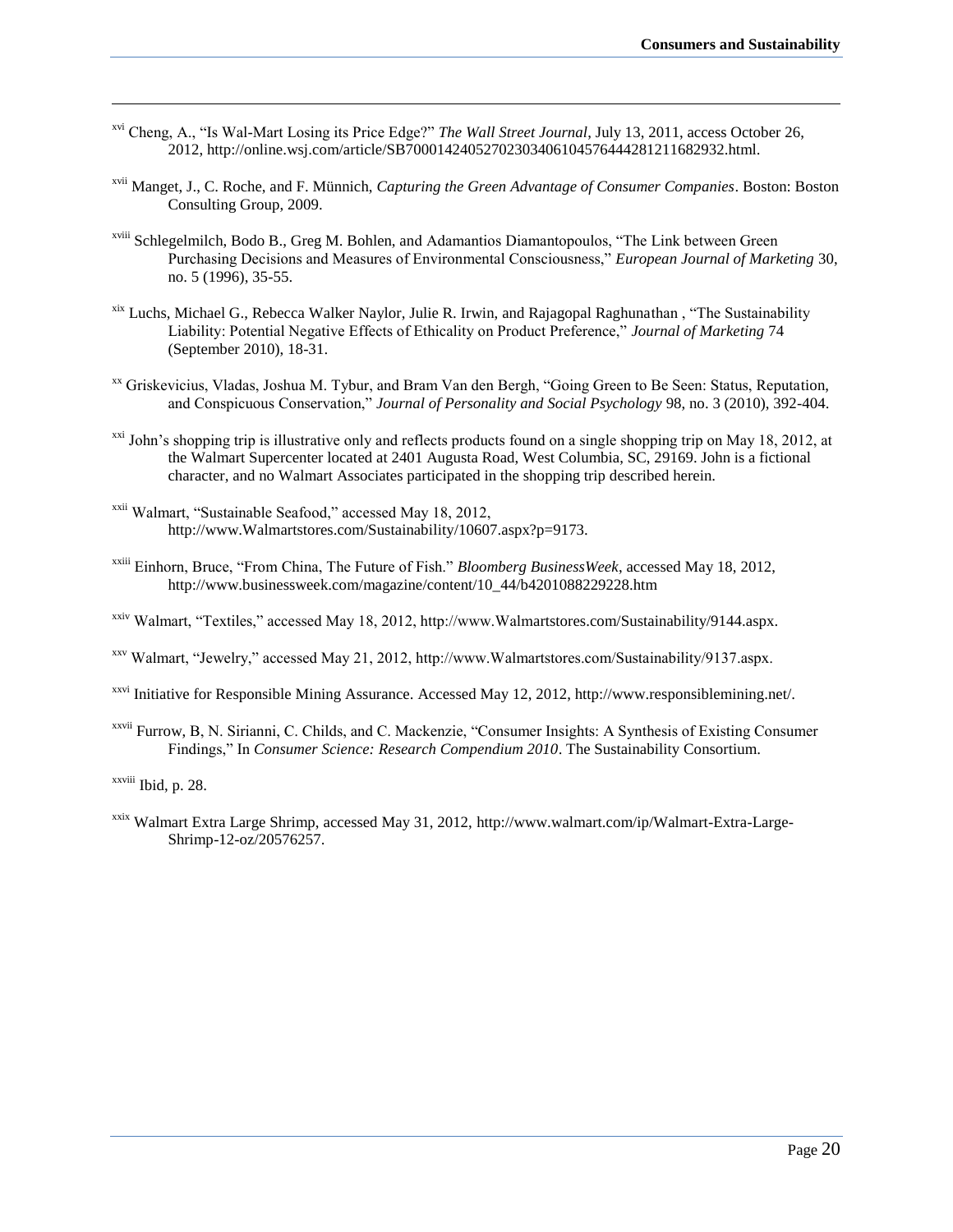[xvi] Cheng, A., “Is Wal-Mart Losing its Price Edge?” *The Wall Street Journal*, July 13, 2011, access October 26, 2012, http://online.wsj.com/article/SB70001424052702303406104576444281211682932.html.

[xvii] Manget, J., C. Roche, and F. Münnich, *Capturing the Green Advantage of Consumer Companies*. Boston: Boston Consulting Group, 2009.

[xviii] Schlegelmilch, Bodo B., Greg M. Bohlen, and Adamantios Diamantopoulos, “The Link between Green Purchasing Decisions and Measures of Environmental Consciousness,” *European Journal of Marketing* 30, no. 5 (1996), 35-55.

[xix] Luchs, Michael G., Rebecca Walker Naylor, Julie R. Irwin, and Rajagopal Raghunathan , “The Sustainability Liability: Potential Negative Effects of Ethicality on Product Preference,” *Journal of Marketing* 74 (September 2010), 18-31.

[xx] Griskevicius, Vladas, Joshua M. Tybur, and Bram Van den Bergh, “Going Green to Be Seen: Status, Reputation, and Conspicuous Conservation,” *Journal of Personality and Social Psychology* 98, no. 3 (2010), 392-404.

[xxi] John’s shopping trip is illustrative only and reflects products found on a single shopping trip on May 18, 2012, at the Walmart Supercenter located at 2401 Augusta Road, West Columbia, SC, 29169. John is a fictional character, and no Walmart Associates participated in the shopping trip described herein.

[xxii] Walmart, “Sustainable Seafood,” accessed May 18, 2012, http://www.Walmartstores.com/Sustainability/10607.aspx?p=9173.

[xxiii] Einhorn, Bruce, “From China, The Future of Fish.” *Bloomberg BusinessWeek*, accessed May 18, 2012, http://www.businessweek.com/magazine/content/10_44/b4201088229228.htm

[xxiv] Walmart, “Textiles,” accessed May 18, 2012, http://www.Walmartstores.com/Sustainability/9144.aspx.

[xxv] Walmart, “Jewelry,” accessed May 21, 2012, http://www.Walmartstores.com/Sustainability/9137.aspx.

[xxvi] Initiative for Responsible Mining Assurance. Accessed May 12, 2012, http://www.responsiblemining.net/.

[xxvii] Furrow, B, N. Sirianni, C. Childs, and C. Mackenzie, “Consumer Insights: A Synthesis of Existing Consumer Findings,” In *Consumer Science: Research Compendium 2010*. The Sustainability Consortium.

[xxviii] Ibid, p. 28.

[xxix] Walmart Extra Large Shrimp, accessed May 31, 2012, http://www.walmart.com/ip/Walmart-Extra-Large-Shrimp-12-oz/20576257.